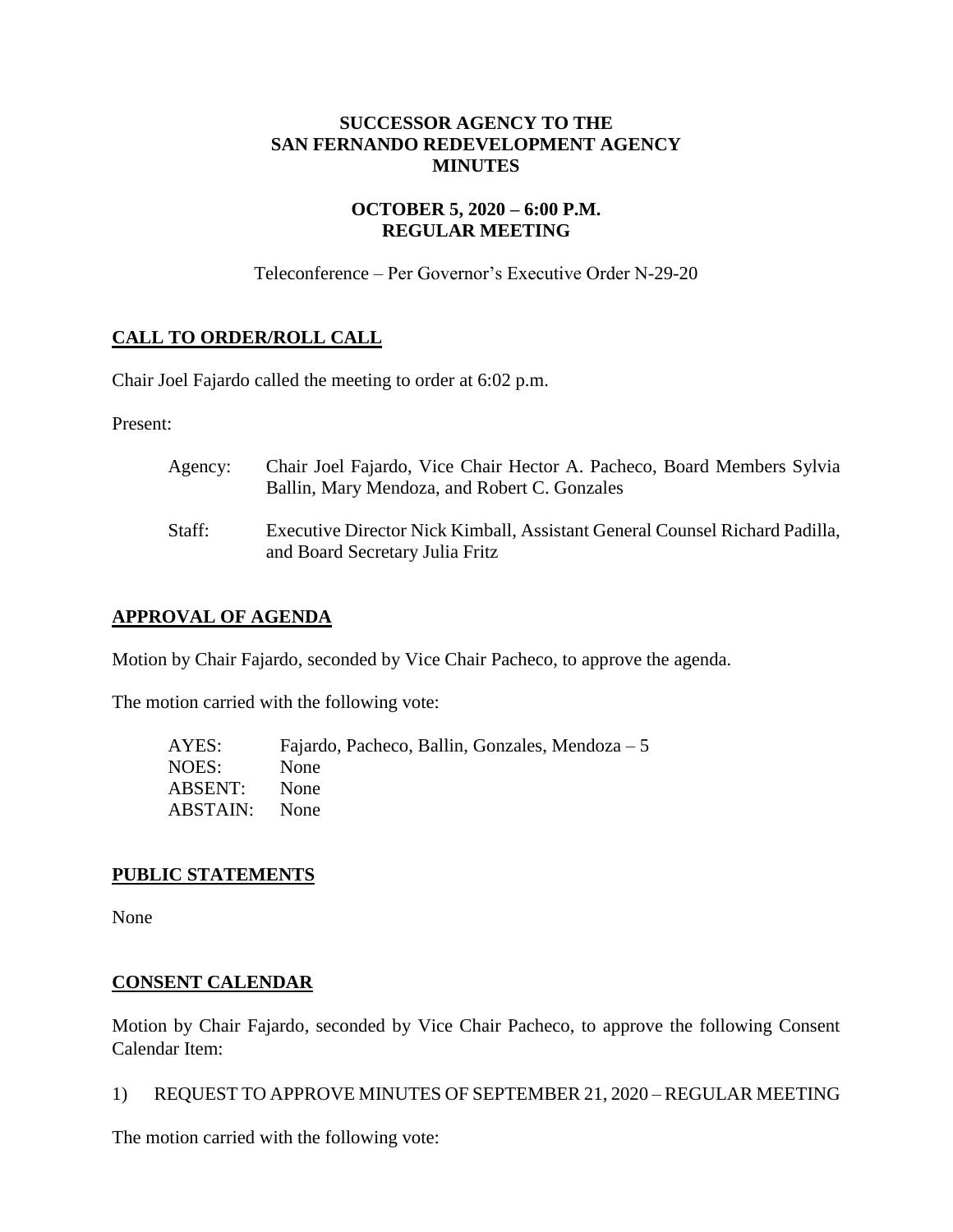# SUCCESSOR AGENCY TO THE SAN FERNANDO REDEVELOPMENT AGENCY MINUTES

## OCTOBER 5, 2020 – 6:00 P.M. REGULAR MEETING

Teleconference – Per Governor's Executive Order N-29-20

## CALL TO ORDER/ROLL CALL

Chair Joel Fajardo called the meeting to order at 6:02 p.m.

Present:

| | |
|---|---|
| Agency: | Chair Joel Fajardo, Vice Chair Hector A. Pacheco, Board Members Sylvia Ballin, Mary Mendoza, and Robert C. Gonzales |
| Staff: | Executive Director Nick Kimball, Assistant General Counsel Richard Padilla, and Board Secretary Julia Fritz |

## APPROVAL OF AGENDA

Motion by Chair Fajardo, seconded by Vice Chair Pacheco, to approve the agenda.

The motion carried with the following vote:

| | |
|---|---|
| AYES: | Fajardo, Pacheco, Ballin, Gonzales, Mendoza – 5 |
| NOES: | None |
| ABSENT: | None |
| ABSTAIN: | None |

## PUBLIC STATEMENTS

None

## CONSENT CALENDAR

Motion by Chair Fajardo, seconded by Vice Chair Pacheco, to approve the following Consent Calendar Item:

1) REQUEST TO APPROVE MINUTES OF SEPTEMBER 21, 2020 – REGULAR MEETING

The motion carried with the following vote: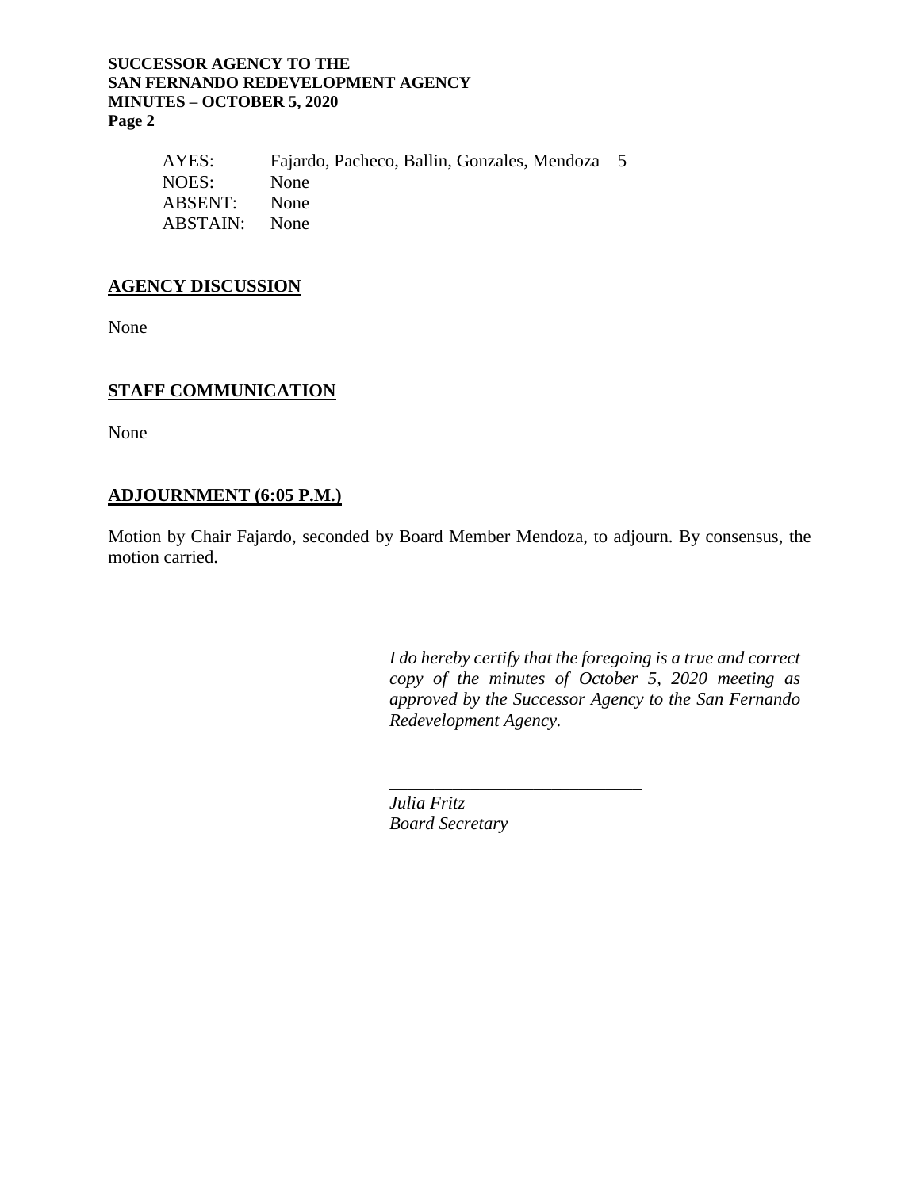| | |
|---|---|
| AYES: | Fajardo, Pacheco, Ballin, Gonzales, Mendoza – 5 |
| NOES: | None |
| ABSENT: | None |
| ABSTAIN: | None |

## AGENCY DISCUSSION

None

## STAFF COMMUNICATION

None

## ADJOURNMENT (6:05 P.M.)

Motion by Chair Fajardo, seconded by Board Member Mendoza, to adjourn. By consensus, the motion carried.

*I do hereby certify that the foregoing is a true and correct copy of the minutes of October 5, 2020 meeting as approved by the Successor Agency to the San Fernando Redevelopment Agency.*

\_\_\_\_\_\_\_\_\_\_\_\_\_\_\_\_\_\_\_\_\_\_\_\_\_\_\_\_

*Julia Fritz*
*Board Secretary*